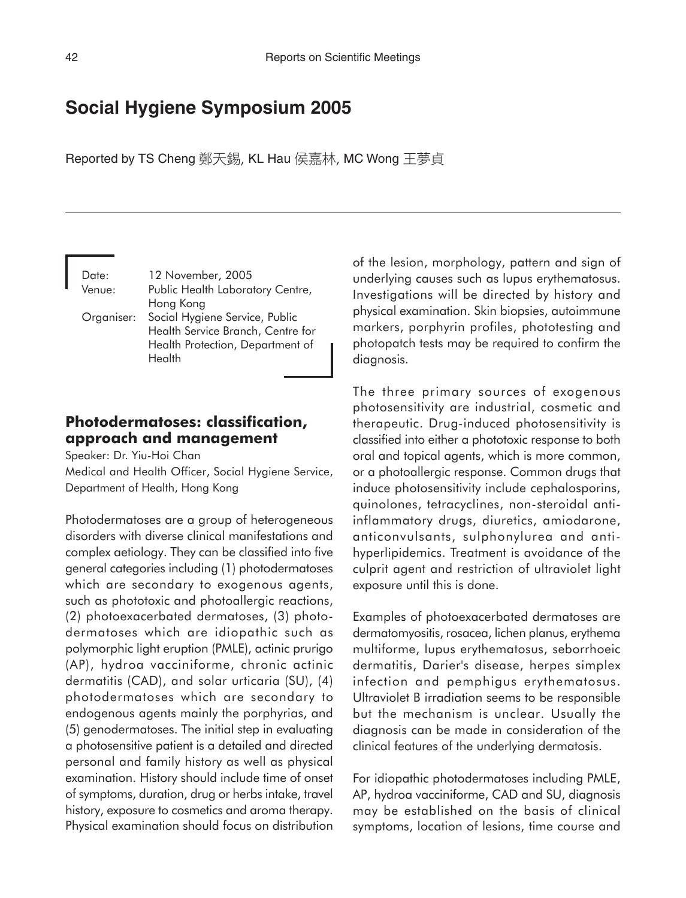# Social Hygiene Symposium 2005

Reported by TS Cheng 鄭天錫, KL Hau 侯嘉林, MC Wong 王夢貞

Date: 12 November, 2005
Venue: Public Health Laboratory Centre, Hong Kong
Organiser: Social Hygiene Service, Public Health Service Branch, Centre for Health Protection, Department of Health

## Photodermatoses: classification, approach and management

Speaker: Dr. Yiu-Hoi Chan
Medical and Health Officer, Social Hygiene Service, Department of Health, Hong Kong

Photodermatoses are a group of heterogeneous disorders with diverse clinical manifestations and complex aetiology. They can be classified into five general categories including (1) photodermatoses which are secondary to exogenous agents, such as phototoxic and photoallergic reactions, (2) photoexacerbated dermatoses, (3) photodermatoses which are idiopathic such as polymorphic light eruption (PMLE), actinic prurigo (AP), hydroa vacciniforme, chronic actinic dermatitis (CAD), and solar urticaria (SU), (4) photodermatoses which are secondary to endogenous agents mainly the porphyrias, and (5) genodermatoses. The initial step in evaluating a photosensitive patient is a detailed and directed personal and family history as well as physical examination. History should include time of onset of symptoms, duration, drug or herbs intake, travel history, exposure to cosmetics and aroma therapy. Physical examination should focus on distribution of the lesion, morphology, pattern and sign of underlying causes such as lupus erythematosus. Investigations will be directed by history and physical examination. Skin biopsies, autoimmune markers, porphyrin profiles, phototesting and photopatch tests may be required to confirm the diagnosis.

The three primary sources of exogenous photosensitivity are industrial, cosmetic and therapeutic. Drug-induced photosensitivity is classified into either a phototoxic response to both oral and topical agents, which is more common, or a photoallergic response. Common drugs that induce photosensitivity include cephalosporins, quinolones, tetracyclines, non-steroidal anti-inflammatory drugs, diuretics, amiodarone, anticonvulsants, sulphonylurea and anti-hyperlipidemics. Treatment is avoidance of the culprit agent and restriction of ultraviolet light exposure until this is done.

Examples of photoexacerbated dermatoses are dermatomyositis, rosacea, lichen planus, erythema multiforme, lupus erythematosus, seborrhoeic dermatitis, Darier's disease, herpes simplex infection and pemphigus erythematosus. Ultraviolet B irradiation seems to be responsible but the mechanism is unclear. Usually the diagnosis can be made in consideration of the clinical features of the underlying dermatosis.

For idiopathic photodermatoses including PMLE, AP, hydroa vacciniforme, CAD and SU, diagnosis may be established on the basis of clinical symptoms, location of lesions, time course and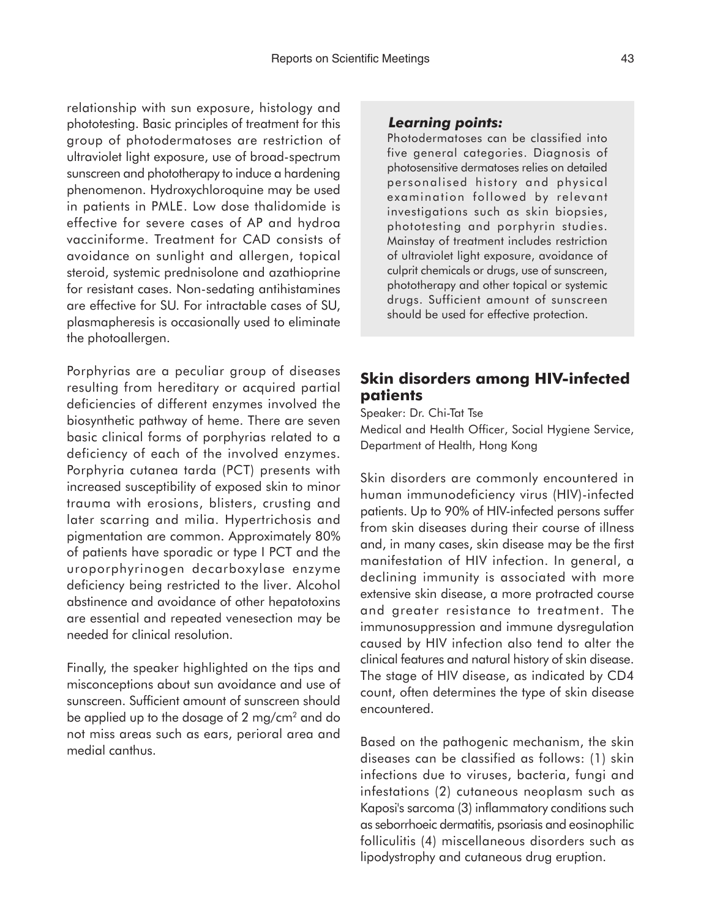relationship with sun exposure, histology and phototesting. Basic principles of treatment for this group of photodermatoses are restriction of ultraviolet light exposure, use of broad-spectrum sunscreen and phototherapy to induce a hardening phenomenon. Hydroxychloroquine may be used in patients in PMLE. Low dose thalidomide is effective for severe cases of AP and hydroa vacciniforme. Treatment for CAD consists of avoidance on sunlight and allergen, topical steroid, systemic prednisolone and azathioprine for resistant cases. Non-sedating antihistamines are effective for SU. For intractable cases of SU, plasmapheresis is occasionally used to eliminate the photoallergen.

Porphyrias are a peculiar group of diseases resulting from hereditary or acquired partial deficiencies of different enzymes involved the biosynthetic pathway of heme. There are seven basic clinical forms of porphyrias related to a deficiency of each of the involved enzymes. Porphyria cutanea tarda (PCT) presents with increased susceptibility of exposed skin to minor trauma with erosions, blisters, crusting and later scarring and milia. Hypertrichosis and pigmentation are common. Approximately 80% of patients have sporadic or type I PCT and the uroporphyrinogen decarboxylase enzyme deficiency being restricted to the liver. Alcohol abstinence and avoidance of other hepatotoxins are essential and repeated venesection may be needed for clinical resolution.

Finally, the speaker highlighted on the tips and misconceptions about sun avoidance and use of sunscreen. Sufficient amount of sunscreen should be applied up to the dosage of 2 mg/cm$^2$ and do not miss areas such as ears, perioral area and medial canthus.

> ***Learning points:***
> Photodermatoses can be classified into five general categories. Diagnosis of photosensitive dermatoses relies on detailed personalised history and physical examination followed by relevant investigations such as skin biopsies, phototesting and porphyrin studies. Mainstay of treatment includes restriction of ultraviolet light exposure, avoidance of culprit chemicals or drugs, use of sunscreen, phototherapy and other topical or systemic drugs. Sufficient amount of sunscreen should be used for effective protection.

## Skin disorders among HIV-infected patients

Speaker: Dr. Chi-Tat Tse
Medical and Health Officer, Social Hygiene Service, Department of Health, Hong Kong

Skin disorders are commonly encountered in human immunodeficiency virus (HIV)-infected patients. Up to 90% of HIV-infected persons suffer from skin diseases during their course of illness and, in many cases, skin disease may be the first manifestation of HIV infection. In general, a declining immunity is associated with more extensive skin disease, a more protracted course and greater resistance to treatment. The immunosuppression and immune dysregulation caused by HIV infection also tend to alter the clinical features and natural history of skin disease. The stage of HIV disease, as indicated by CD4 count, often determines the type of skin disease encountered.

Based on the pathogenic mechanism, the skin diseases can be classified as follows: (1) skin infections due to viruses, bacteria, fungi and infestations (2) cutaneous neoplasm such as Kaposi's sarcoma (3) inflammatory conditions such as seborrhoeic dermatitis, psoriasis and eosinophilic folliculitis (4) miscellaneous disorders such as lipodystrophy and cutaneous drug eruption.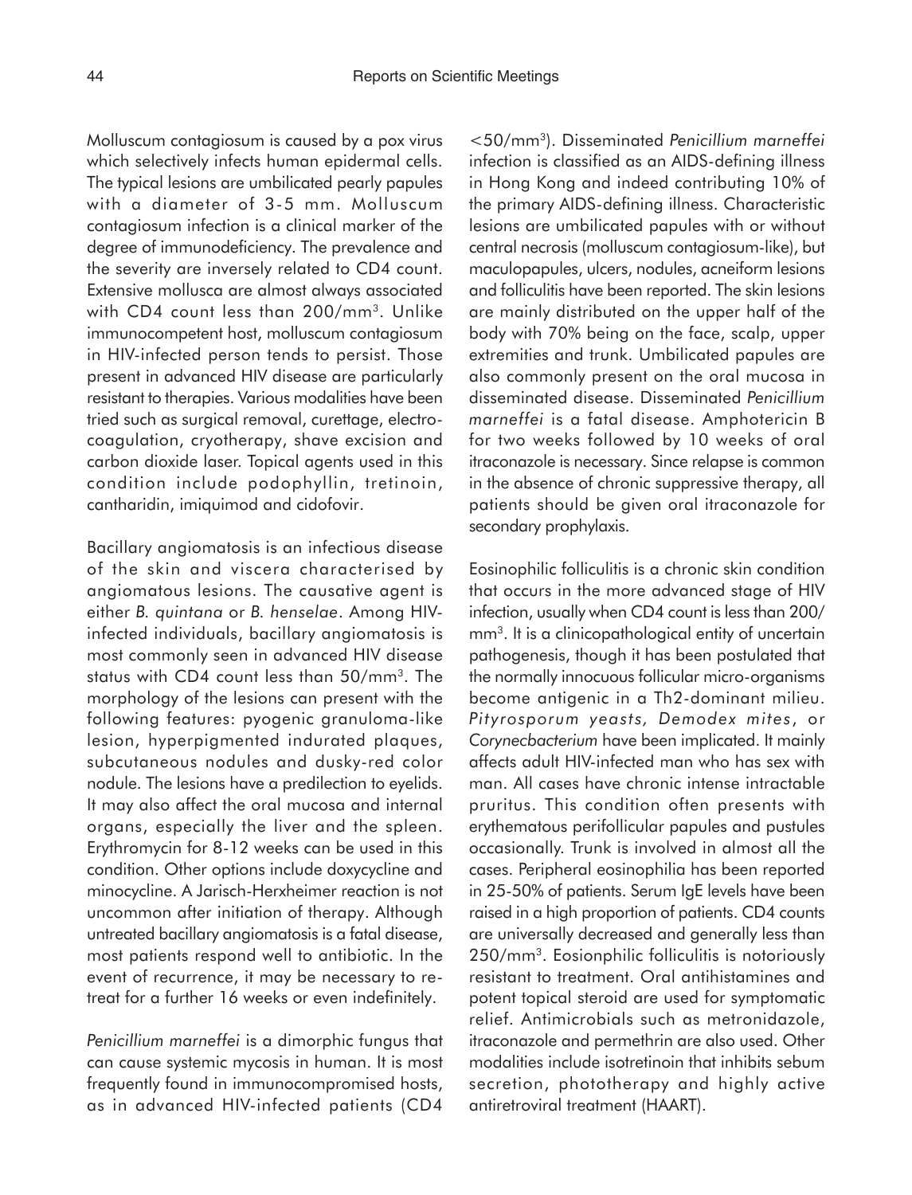Molluscum contagiosum is caused by a pox virus which selectively infects human epidermal cells. The typical lesions are umbilicated pearly papules with a diameter of 3-5 mm. Molluscum contagiosum infection is a clinical marker of the degree of immunodeficiency. The prevalence and the severity are inversely related to CD4 count. Extensive mollusca are almost always associated with CD4 count less than 200/mm$^3$. Unlike immunocompetent host, molluscum contagiosum in HIV-infected person tends to persist. Those present in advanced HIV disease are particularly resistant to therapies. Various modalities have been tried such as surgical removal, curettage, electro-coagulation, cryotherapy, shave excision and carbon dioxide laser. Topical agents used in this condition include podophyllin, tretinoin, cantharidin, imiquimod and cidofovir.

Bacillary angiomatosis is an infectious disease of the skin and viscera characterised by angiomatous lesions. The causative agent is either *B. quintana* or *B. henselae*. Among HIV-infected individuals, bacillary angiomatosis is most commonly seen in advanced HIV disease status with CD4 count less than 50/mm$^3$. The morphology of the lesions can present with the following features: pyogenic granuloma-like lesion, hyperpigmented indurated plaques, subcutaneous nodules and dusky-red color nodule. The lesions have a predilection to eyelids. It may also affect the oral mucosa and internal organs, especially the liver and the spleen. Erythromycin for 8-12 weeks can be used in this condition. Other options include doxycycline and minocycline. A Jarisch-Herxheimer reaction is not uncommon after initiation of therapy. Although untreated bacillary angiomatosis is a fatal disease, most patients respond well to antibiotic. In the event of recurrence, it may be necessary to re-treat for a further 16 weeks or even indefinitely.

*Penicillium marneffei* is a dimorphic fungus that can cause systemic mycosis in human. It is most frequently found in immunocompromised hosts, as in advanced HIV-infected patients (CD4 <50/mm$^3$). Disseminated *Penicillium marneffei* infection is classified as an AIDS-defining illness in Hong Kong and indeed contributing 10% of the primary AIDS-defining illness. Characteristic lesions are umbilicated papules with or without central necrosis (molluscum contagiosum-like), but maculopapules, ulcers, nodules, acneiform lesions and folliculitis have been reported. The skin lesions are mainly distributed on the upper half of the body with 70% being on the face, scalp, upper extremities and trunk. Umbilicated papules are also commonly present on the oral mucosa in disseminated disease. Disseminated *Penicillium marneffei* is a fatal disease. Amphotericin B for two weeks followed by 10 weeks of oral itraconazole is necessary. Since relapse is common in the absence of chronic suppressive therapy, all patients should be given oral itraconazole for secondary prophylaxis.

Eosinophilic folliculitis is a chronic skin condition that occurs in the more advanced stage of HIV infection, usually when CD4 count is less than 200/mm$^3$. It is a clinicopathological entity of uncertain pathogenesis, though it has been postulated that the normally innocuous follicular micro-organisms become antigenic in a Th2-dominant milieu. *Pityrosporum yeasts, Demodex mites*, or *Corynecbacterium* have been implicated. It mainly affects adult HIV-infected man who has sex with man. All cases have chronic intense intractable pruritus. This condition often presents with erythematous perifollicular papules and pustules occasionally. Trunk is involved in almost all the cases. Peripheral eosinophilia has been reported in 25-50% of patients. Serum IgE levels have been raised in a high proportion of patients. CD4 counts are universally decreased and generally less than 250/mm$^3$. Eosionphilic folliculitis is notoriously resistant to treatment. Oral antihistamines and potent topical steroid are used for symptomatic relief. Antimicrobials such as metronidazole, itraconazole and permethrin are also used. Other modalities include isotretinoin that inhibits sebum secretion, phototherapy and highly active antiretroviral treatment (HAART).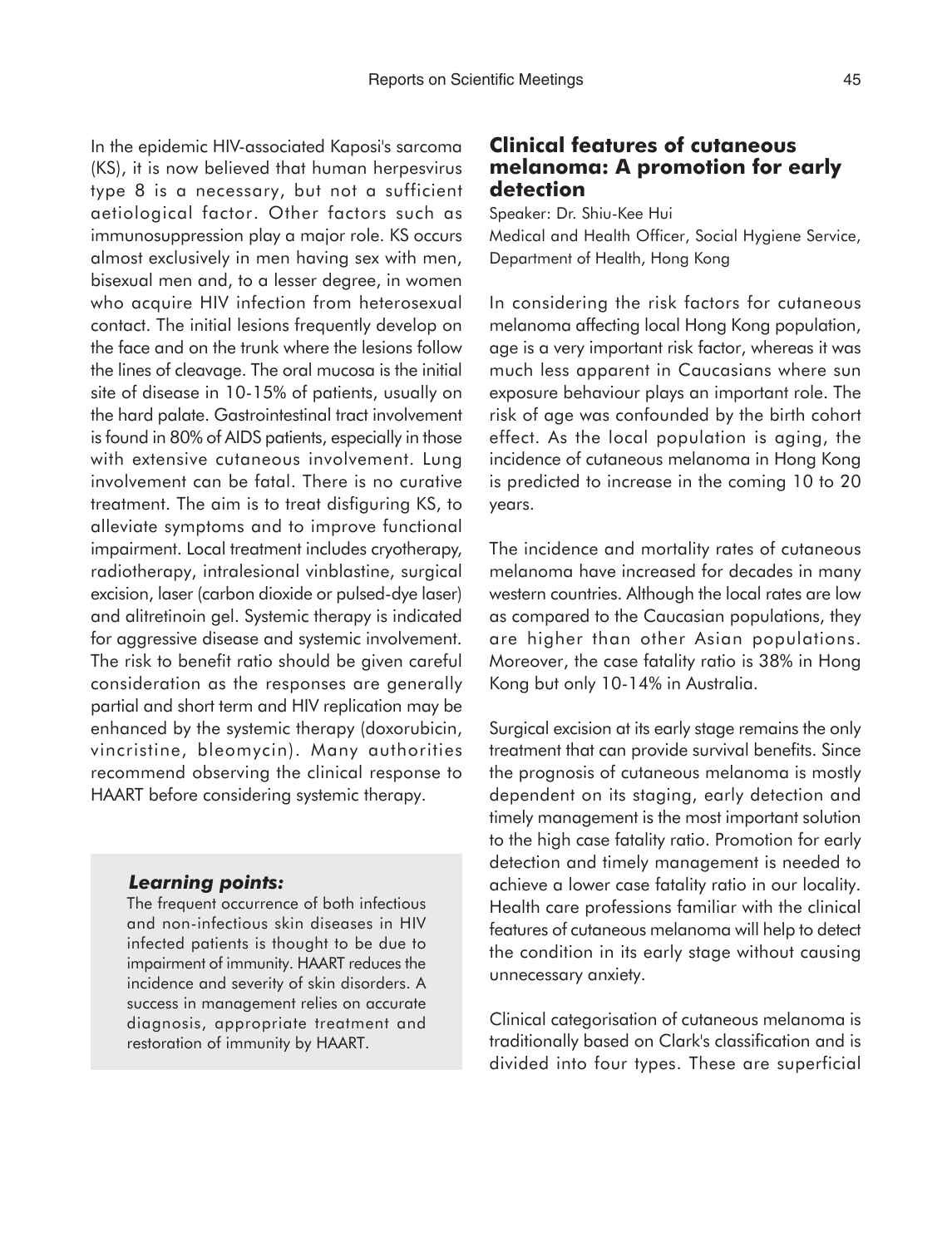In the epidemic HIV-associated Kaposi's sarcoma (KS), it is now believed that human herpesvirus type 8 is a necessary, but not a sufficient aetiological factor. Other factors such as immunosuppression play a major role. KS occurs almost exclusively in men having sex with men, bisexual men and, to a lesser degree, in women who acquire HIV infection from heterosexual contact. The initial lesions frequently develop on the face and on the trunk where the lesions follow the lines of cleavage. The oral mucosa is the initial site of disease in 10-15% of patients, usually on the hard palate. Gastrointestinal tract involvement is found in 80% of AIDS patients, especially in those with extensive cutaneous involvement. Lung involvement can be fatal. There is no curative treatment. The aim is to treat disfiguring KS, to alleviate symptoms and to improve functional impairment. Local treatment includes cryotherapy, radiotherapy, intralesional vinblastine, surgical excision, laser (carbon dioxide or pulsed-dye laser) and alitretinoin gel. Systemic therapy is indicated for aggressive disease and systemic involvement. The risk to benefit ratio should be given careful consideration as the responses are generally partial and short term and HIV replication may be enhanced by the systemic therapy (doxorubicin, vincristine, bleomycin). Many authorities recommend observing the clinical response to HAART before considering systemic therapy.

> ***Learning points:***
>
> The frequent occurrence of both infectious and non-infectious skin diseases in HIV infected patients is thought to be due to impairment of immunity. HAART reduces the incidence and severity of skin disorders. A success in management relies on accurate diagnosis, appropriate treatment and restoration of immunity by HAART.

## Clinical features of cutaneous melanoma: A promotion for early detection

Speaker: Dr. Shiu-Kee Hui

Medical and Health Officer, Social Hygiene Service, Department of Health, Hong Kong

In considering the risk factors for cutaneous melanoma affecting local Hong Kong population, age is a very important risk factor, whereas it was much less apparent in Caucasians where sun exposure behaviour plays an important role. The risk of age was confounded by the birth cohort effect. As the local population is aging, the incidence of cutaneous melanoma in Hong Kong is predicted to increase in the coming 10 to 20 years.

The incidence and mortality rates of cutaneous melanoma have increased for decades in many western countries. Although the local rates are low as compared to the Caucasian populations, they are higher than other Asian populations. Moreover, the case fatality ratio is 38% in Hong Kong but only 10-14% in Australia.

Surgical excision at its early stage remains the only treatment that can provide survival benefits. Since the prognosis of cutaneous melanoma is mostly dependent on its staging, early detection and timely management is the most important solution to the high case fatality ratio. Promotion for early detection and timely management is needed to achieve a lower case fatality ratio in our locality. Health care professions familiar with the clinical features of cutaneous melanoma will help to detect the condition in its early stage without causing unnecessary anxiety.

Clinical categorisation of cutaneous melanoma is traditionally based on Clark's classification and is divided into four types. These are superficial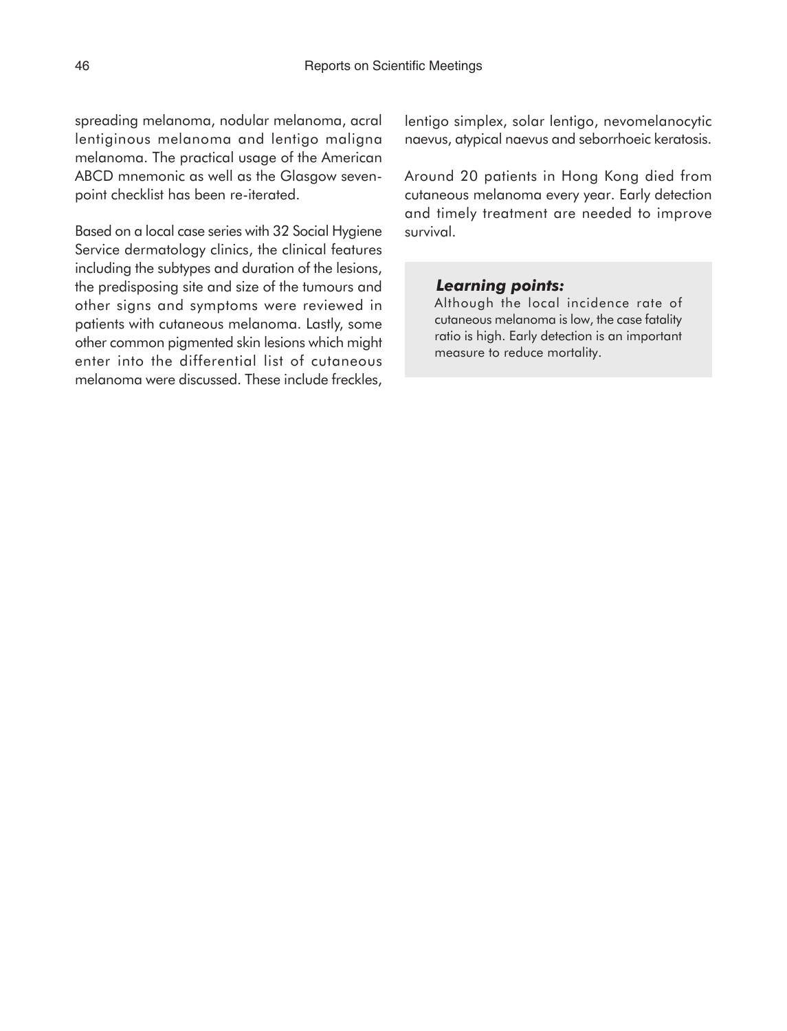spreading melanoma, nodular melanoma, acral lentiginous melanoma and lentigo maligna melanoma. The practical usage of the American ABCD mnemonic as well as the Glasgow seven-point checklist has been re-iterated.

Based on a local case series with 32 Social Hygiene Service dermatology clinics, the clinical features including the subtypes and duration of the lesions, the predisposing site and size of the tumours and other signs and symptoms were reviewed in patients with cutaneous melanoma. Lastly, some other common pigmented skin lesions which might enter into the differential list of cutaneous melanoma were discussed. These include freckles, lentigo simplex, solar lentigo, nevomelanocytic naevus, atypical naevus and seborrhoeic keratosis.

Around 20 patients in Hong Kong died from cutaneous melanoma every year. Early detection and timely treatment are needed to improve survival.

***Learning points:***

Although the local incidence rate of cutaneous melanoma is low, the case fatality ratio is high. Early detection is an important measure to reduce mortality.